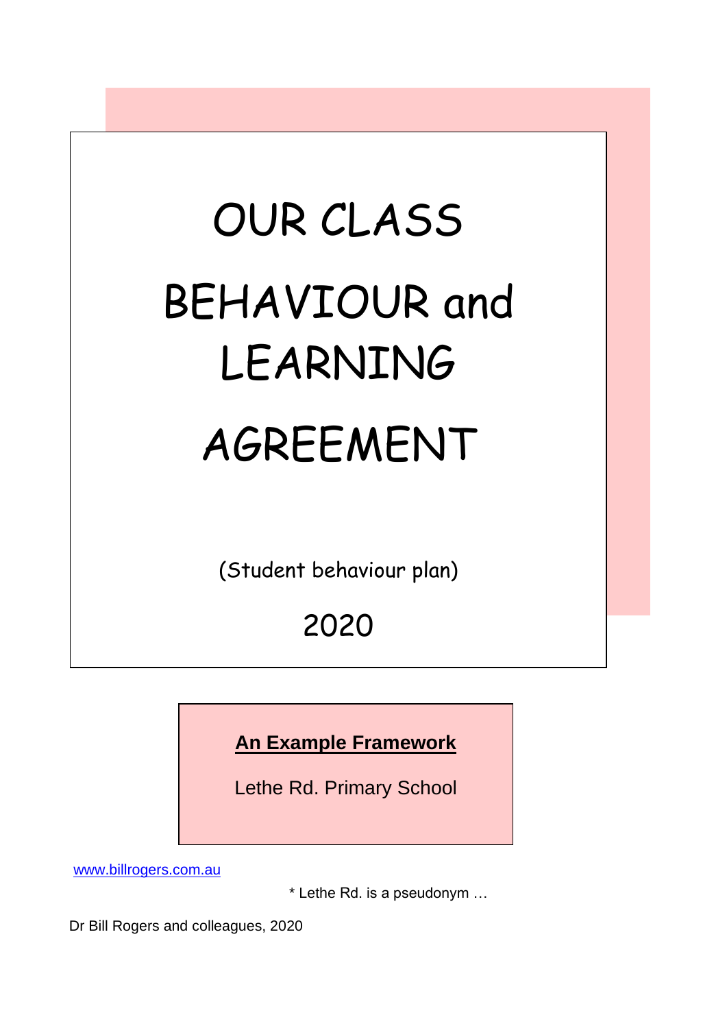# OUR CLASS BEHAVIOUR and LEARNING AGREEMENT

(Student behaviour plan)

2020

**An Example Framework**

Lethe Rd. Primary School

www.billrogers.com.au

* Lethe Rd. is a pseudonym …

Dr Bill Rogers and colleagues, 2020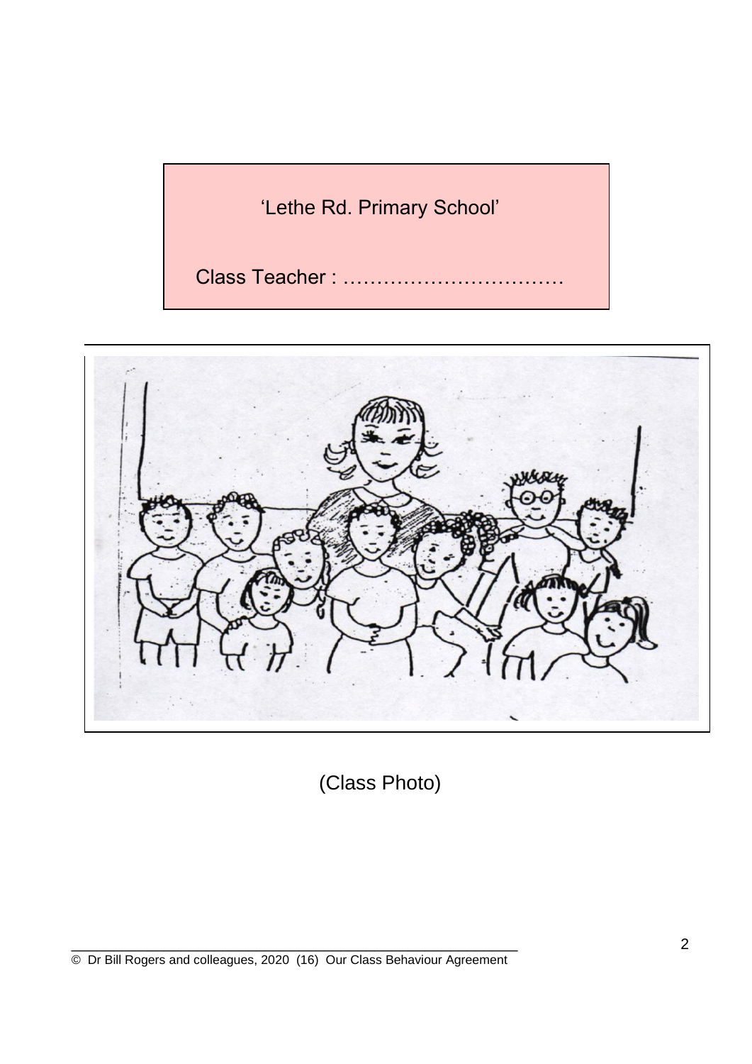'Lethe Rd. Primary School'

Class Teacher : ……………………………

(Class Photo)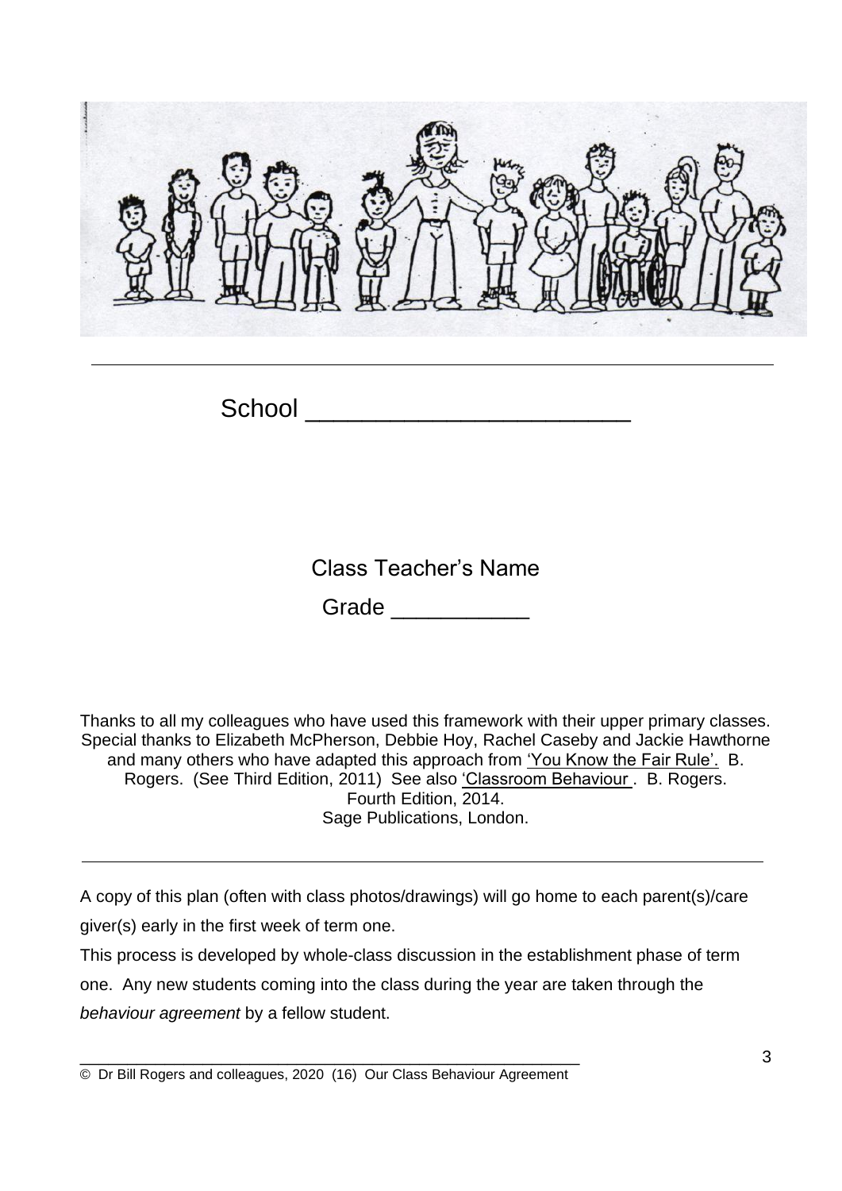School ______________________

Class Teacher's Name

Grade ___________

Thanks to all my colleagues who have used this framework with their upper primary classes. Special thanks to Elizabeth McPherson, Debbie Hoy, Rachel Caseby and Jackie Hawthorne and many others who have adapted this approach from 'You Know the Fair Rule'. B. Rogers. (See Third Edition, 2011) See also 'Classroom Behaviour'. B. Rogers. Fourth Edition, 2014. Sage Publications, London.

---

A copy of this plan (often with class photos/drawings) will go home to each parent(s)/care giver(s) early in the first week of term one.

This process is developed by whole-class discussion in the establishment phase of term one. Any new students coming into the class during the year are taken through the *behaviour agreement* by a fellow student.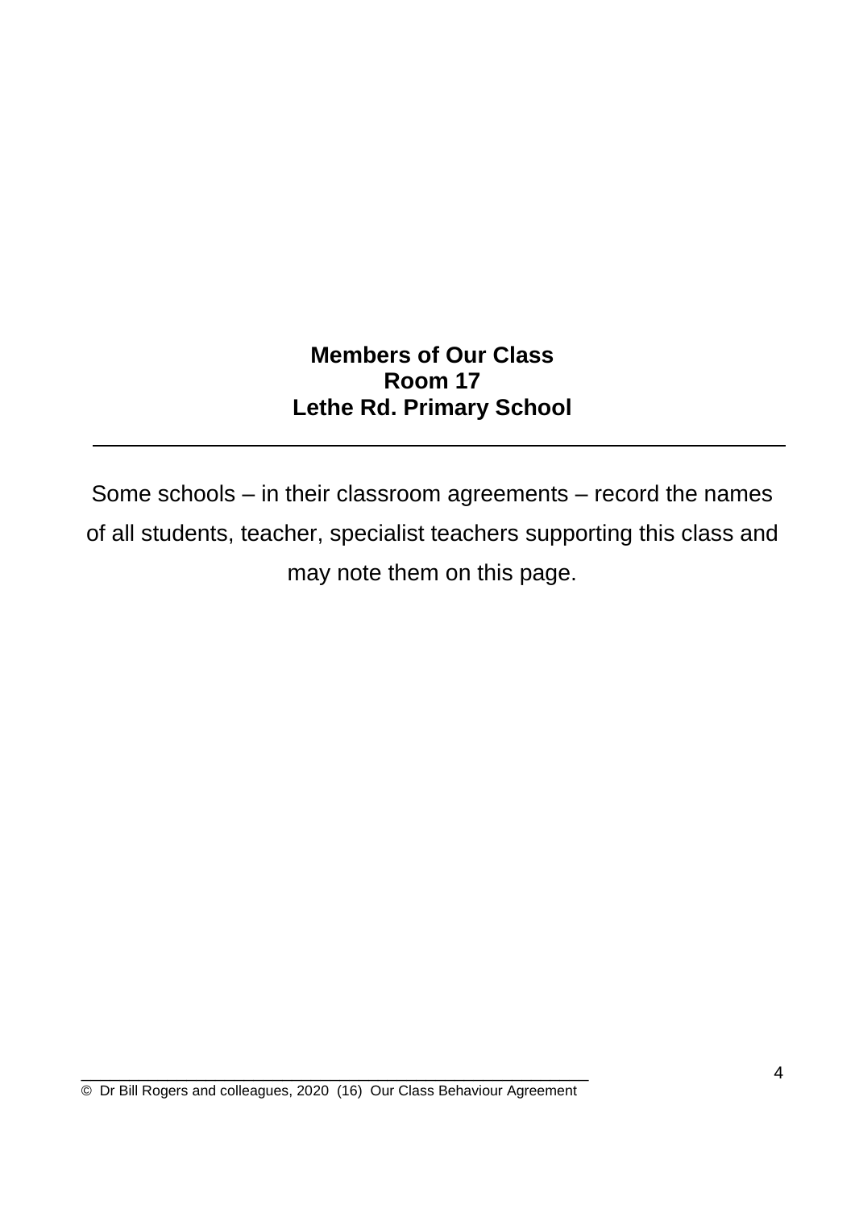**Members of Our Class**
**Room 17**
**Lethe Rd. Primary School**

---

Some schools – in their classroom agreements – record the names of all students, teacher, specialist teachers supporting this class and may note them on this page.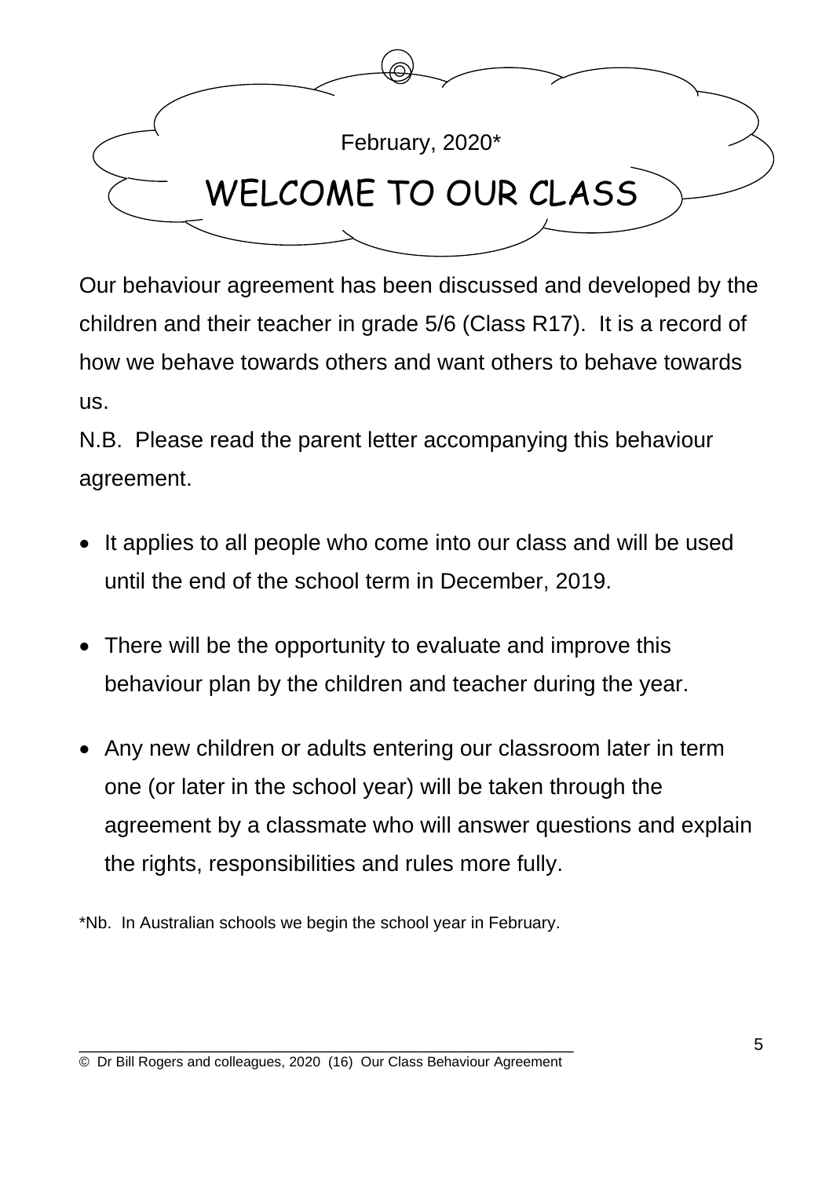February, 2020*

# WELCOME TO OUR CLASS

Our behaviour agreement has been discussed and developed by the children and their teacher in grade 5/6 (Class R17). It is a record of how we behave towards others and want others to behave towards us.

N.B. Please read the parent letter accompanying this behaviour agreement.

- It applies to all people who come into our class and will be used until the end of the school term in December, 2019.
- There will be the opportunity to evaluate and improve this behaviour plan by the children and teacher during the year.
- Any new children or adults entering our classroom later in term one (or later in the school year) will be taken through the agreement by a classmate who will answer questions and explain the rights, responsibilities and rules more fully.

*Nb. In Australian schools we begin the school year in February.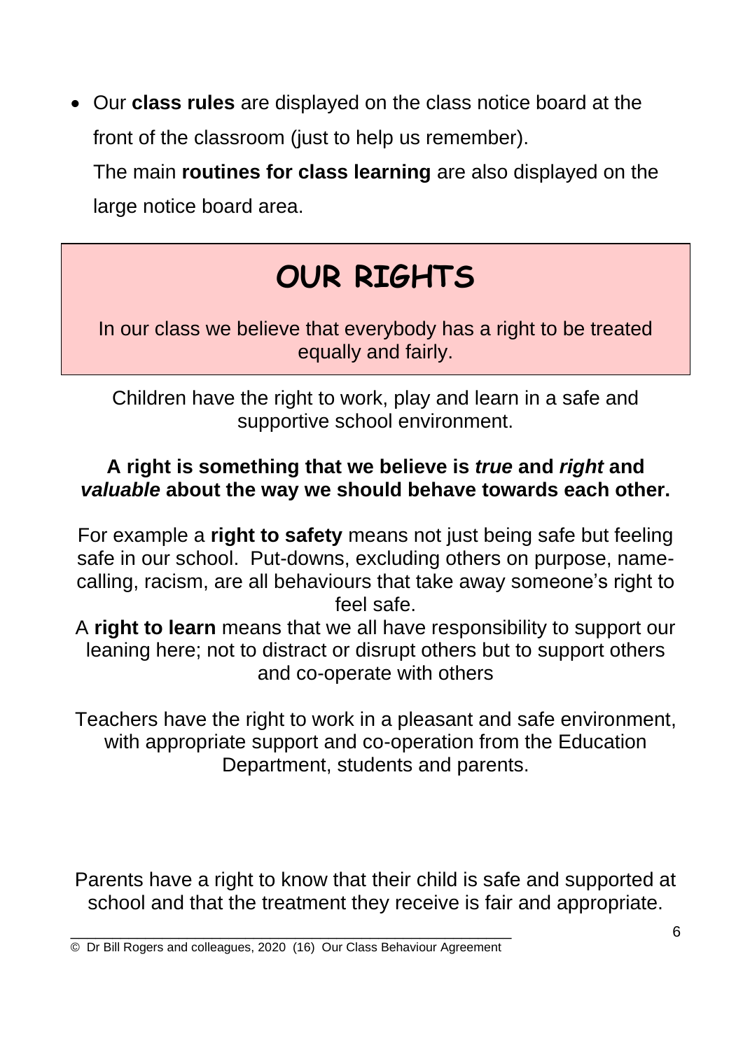- Our **class rules** are displayed on the class notice board at the front of the classroom (just to help us remember).

  The main **routines for class learning** are also displayed on the large notice board area.

# OUR RIGHTS

In our class we believe that everybody has a right to be treated equally and fairly.

Children have the right to work, play and learn in a safe and supportive school environment.

**A right is something that we believe is *true* and *right* and *valuable* about the way we should behave towards each other.**

For example a **right to safety** means not just being safe but feeling safe in our school. Put-downs, excluding others on purpose, name-calling, racism, are all behaviours that take away someone's right to feel safe.

A **right to learn** means that we all have responsibility to support our leaning here; not to distract or disrupt others but to support others and co-operate with others

Teachers have the right to work in a pleasant and safe environment, with appropriate support and co-operation from the Education Department, students and parents.

Parents have a right to know that their child is safe and supported at school and that the treatment they receive is fair and appropriate.

© Dr Bill Rogers and colleagues, 2020 (16) Our Class Behaviour Agreement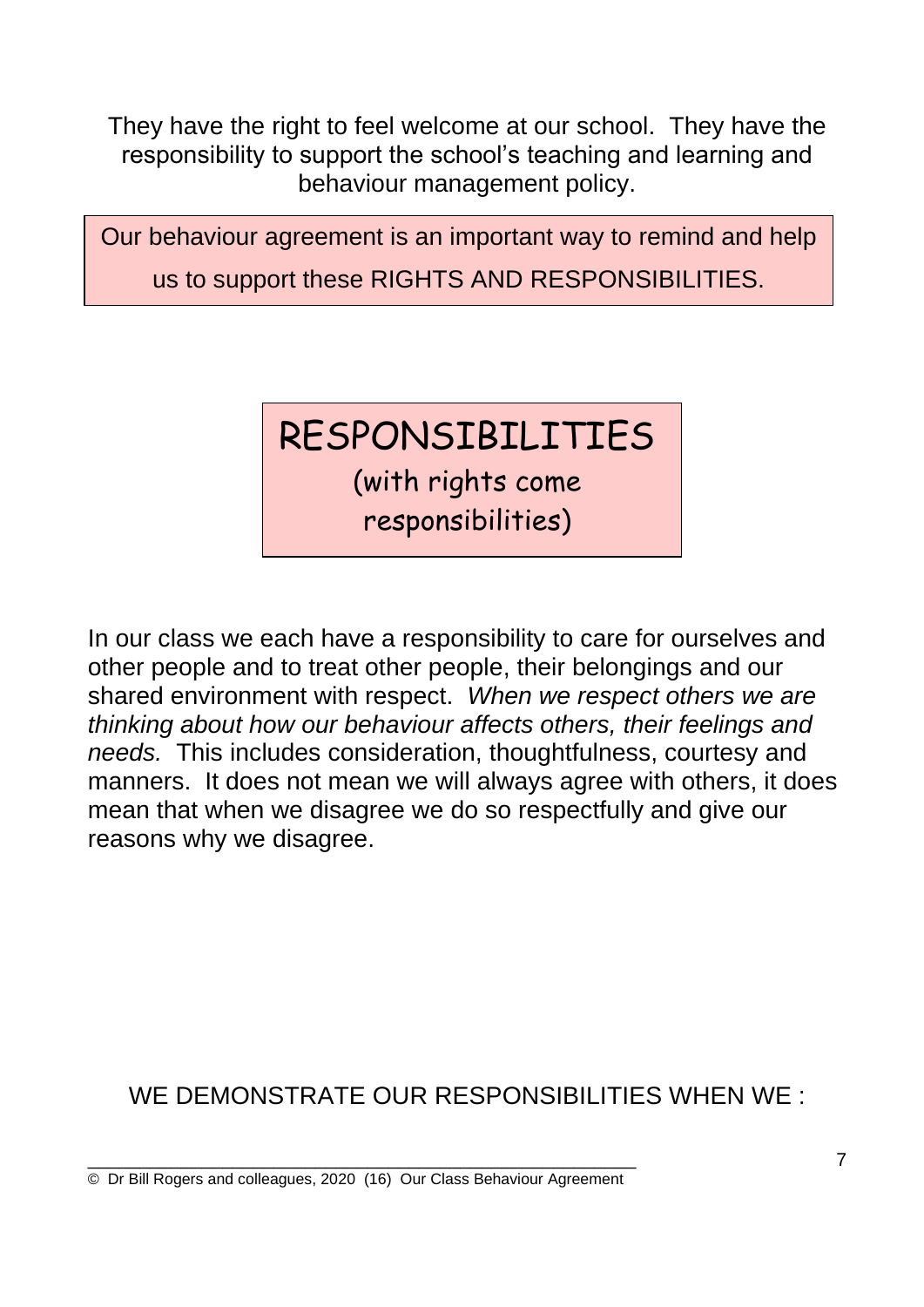They have the right to feel welcome at our school. They have the responsibility to support the school's teaching and learning and behaviour management policy.

Our behaviour agreement is an important way to remind and help us to support these RIGHTS AND RESPONSIBILITIES.

## RESPONSIBILITIES

(with rights come responsibilities)

In our class we each have a responsibility to care for ourselves and other people and to treat other people, their belongings and our shared environment with respect. *When we respect others we are thinking about how our behaviour affects others, their feelings and needs.* This includes consideration, thoughtfulness, courtesy and manners. It does not mean we will always agree with others, it does mean that when we disagree we do so respectfully and give our reasons why we disagree.

WE DEMONSTRATE OUR RESPONSIBILITIES WHEN WE :

© Dr Bill Rogers and colleagues, 2020 (16) Our Class Behaviour Agreement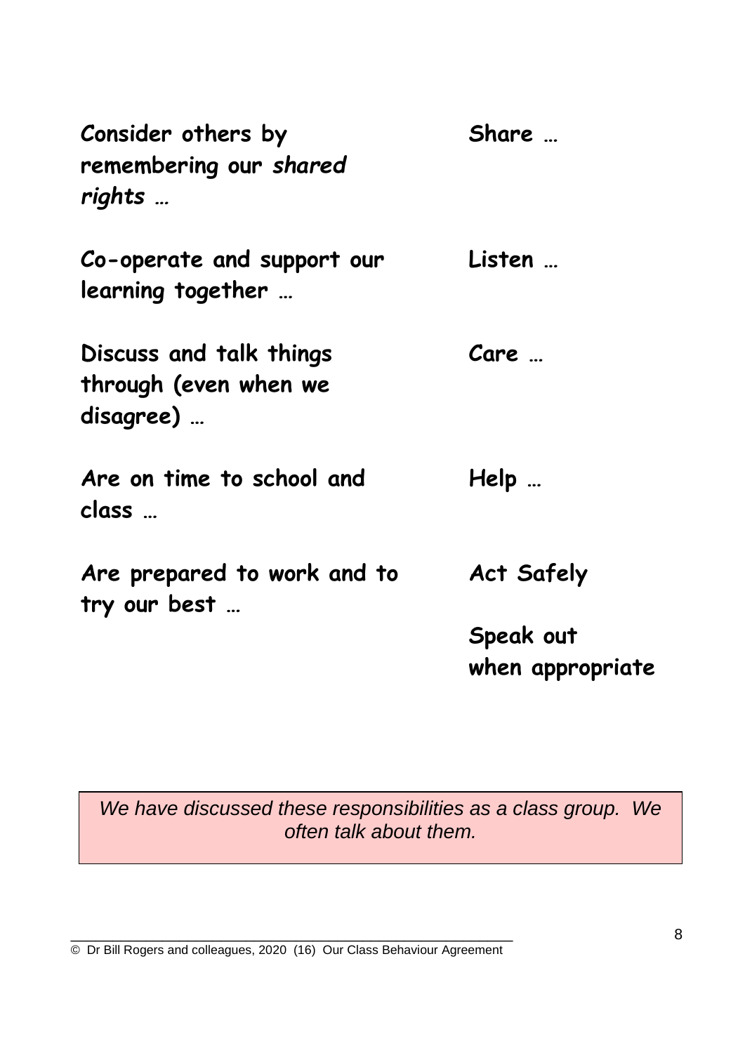**Consider others by remembering our *shared rights* …**

**Co-operate and support our learning together …**

**Discuss and talk things through (even when we disagree) …**

**Are on time to school and class …**

**Are prepared to work and to try our best …**

**Share …**

**Listen …**

**Care …**

**Help …**

**Act Safely**

**Speak out when appropriate**

*We have discussed these responsibilities as a class group. We often talk about them.*

© Dr Bill Rogers and colleagues, 2020 (16) Our Class Behaviour Agreement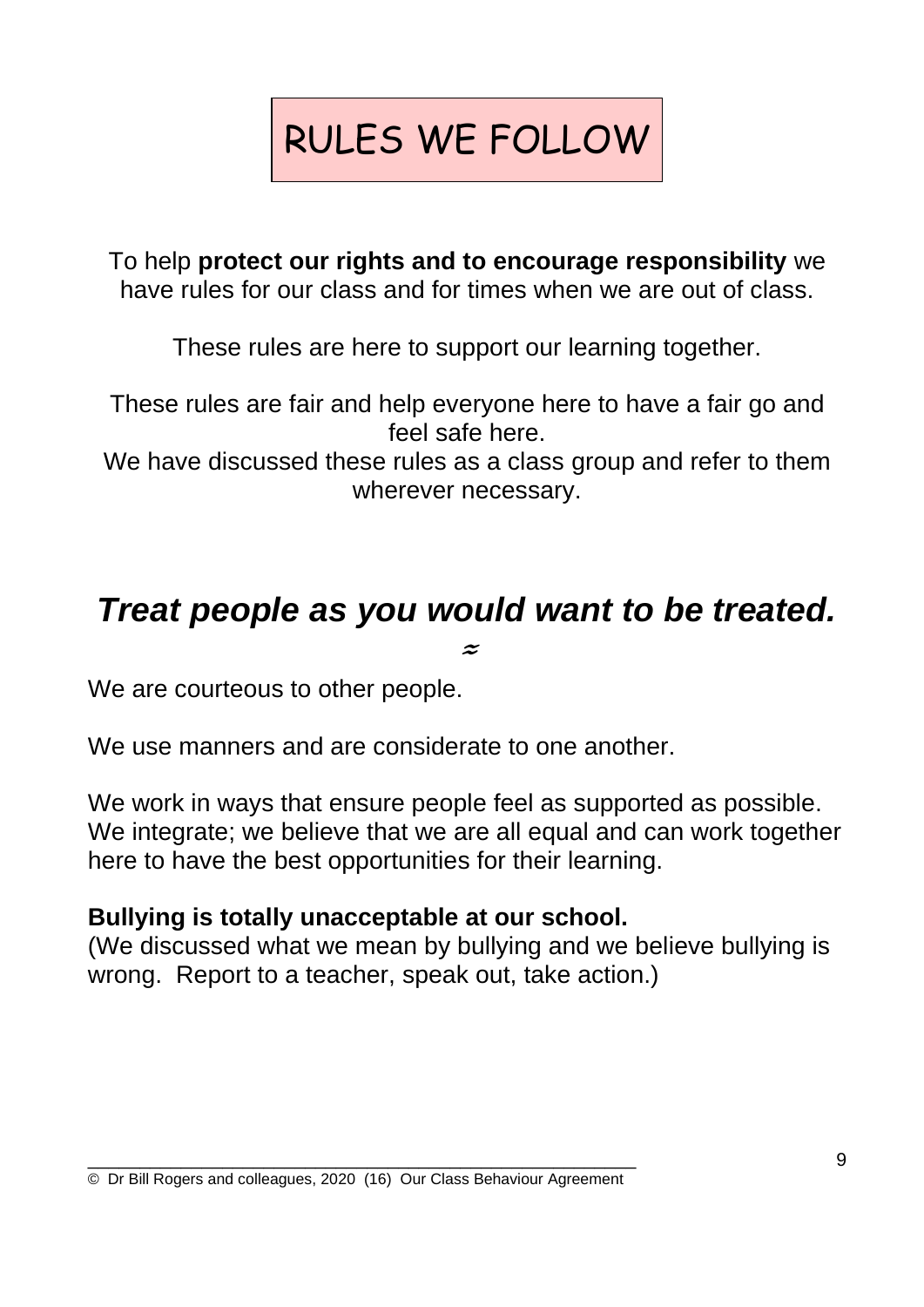# RULES WE FOLLOW

To help **protect our rights and to encourage responsibility** we have rules for our class and for times when we are out of class.

These rules are here to support our learning together.

These rules are fair and help everyone here to have a fair go and feel safe here.
We have discussed these rules as a class group and refer to them wherever necessary.

## *Treat people as you would want to be treated.*

≈

We are courteous to other people.

We use manners and are considerate to one another.

We work in ways that ensure people feel as supported as possible. We integrate; we believe that we are all equal and can work together here to have the best opportunities for their learning.

**Bullying is totally unacceptable at our school.**
(We discussed what we mean by bullying and we believe bullying is wrong. Report to a teacher, speak out, take action.)

© Dr Bill Rogers and colleagues, 2020 (16) Our Class Behaviour Agreement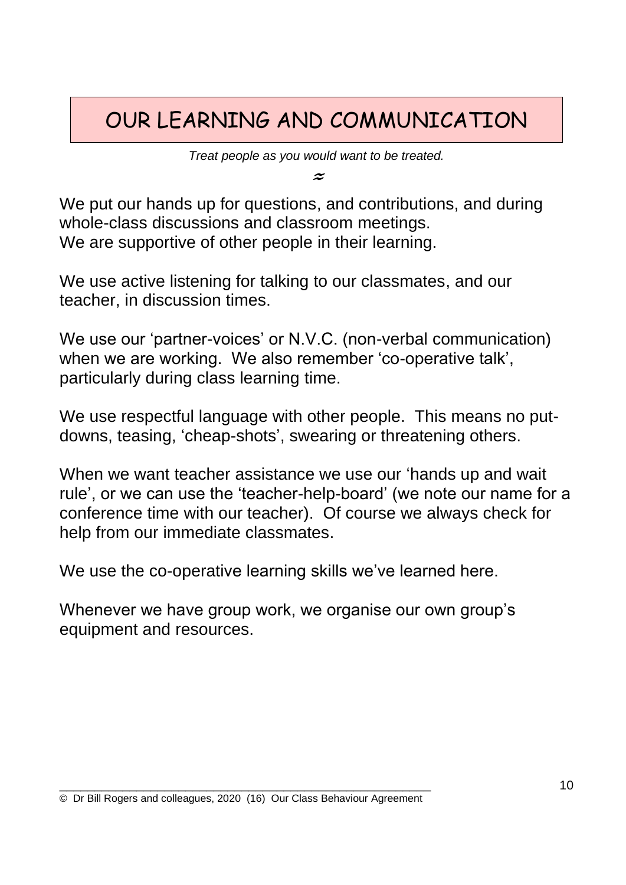# OUR LEARNING AND COMMUNICATION

*Treat people as you would want to be treated.*

≈

We put our hands up for questions, and contributions, and during whole-class discussions and classroom meetings.
We are supportive of other people in their learning.

We use active listening for talking to our classmates, and our teacher, in discussion times.

We use our 'partner-voices' or N.V.C. (non-verbal communication) when we are working. We also remember 'co-operative talk', particularly during class learning time.

We use respectful language with other people. This means no put-downs, teasing, 'cheap-shots', swearing or threatening others.

When we want teacher assistance we use our 'hands up and wait rule', or we can use the 'teacher-help-board' (we note our name for a conference time with our teacher). Of course we always check for help from our immediate classmates.

We use the co-operative learning skills we've learned here.

Whenever we have group work, we organise our own group's equipment and resources.

© Dr Bill Rogers and colleagues, 2020 (16) Our Class Behaviour Agreement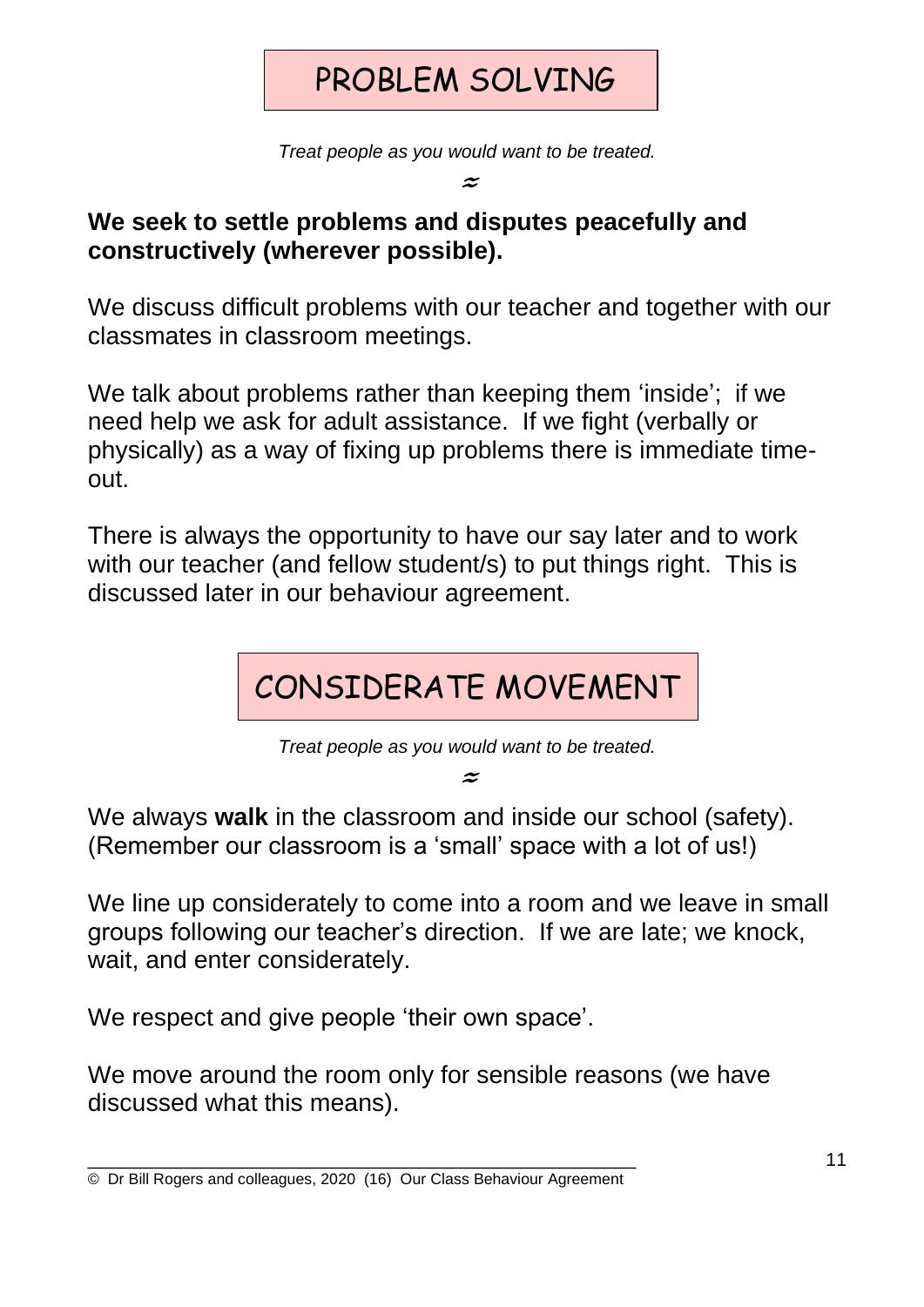# PROBLEM SOLVING

*Treat people as you would want to be treated.*

≈

**We seek to settle problems and disputes peacefully and constructively (wherever possible).**

We discuss difficult problems with our teacher and together with our classmates in classroom meetings.

We talk about problems rather than keeping them 'inside'; if we need help we ask for adult assistance. If we fight (verbally or physically) as a way of fixing up problems there is immediate time-out.

There is always the opportunity to have our say later and to work with our teacher (and fellow student/s) to put things right. This is discussed later in our behaviour agreement.

# CONSIDERATE MOVEMENT

*Treat people as you would want to be treated.*

≈

We always **walk** in the classroom and inside our school (safety). (Remember our classroom is a 'small' space with a lot of us!)

We line up considerately to come into a room and we leave in small groups following our teacher's direction. If we are late; we knock, wait, and enter considerately.

We respect and give people 'their own space'.

We move around the room only for sensible reasons (we have discussed what this means).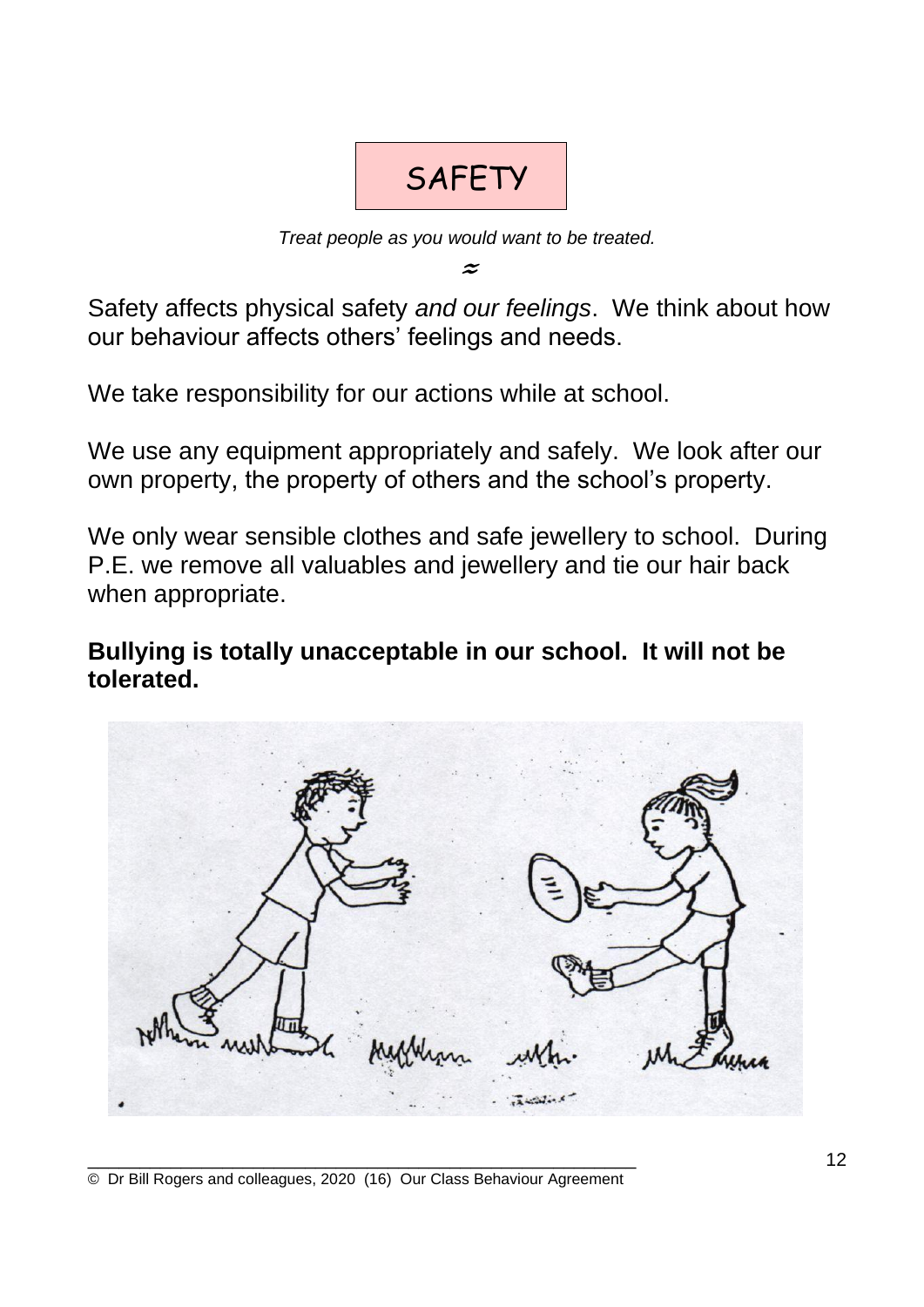# SAFETY

*Treat people as you would want to be treated.*

≈

Safety affects physical safety *and our feelings*. We think about how our behaviour affects others' feelings and needs.

We take responsibility for our actions while at school.

We use any equipment appropriately and safely. We look after our own property, the property of others and the school's property.

We only wear sensible clothes and safe jewellery to school. During P.E. we remove all valuables and jewellery and tie our hair back when appropriate.

**Bullying is totally unacceptable in our school. It will not be tolerated.**

© Dr Bill Rogers and colleagues, 2020 (16) Our Class Behaviour Agreement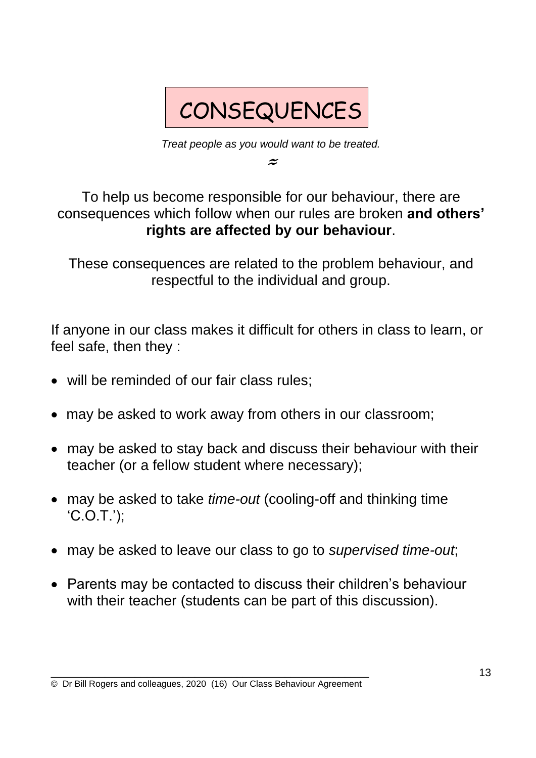# CONSEQUENCES

*Treat people as you would want to be treated.*

≈

To help us become responsible for our behaviour, there are consequences which follow when our rules are broken **and others' rights are affected by our behaviour**.

These consequences are related to the problem behaviour, and respectful to the individual and group.

If anyone in our class makes it difficult for others in class to learn, or feel safe, then they :

- will be reminded of our fair class rules;
- may be asked to work away from others in our classroom;
- may be asked to stay back and discuss their behaviour with their teacher (or a fellow student where necessary);
- may be asked to take *time-out* (cooling-off and thinking time 'C.O.T.');
- may be asked to leave our class to go to *supervised time-out*;
- Parents may be contacted to discuss their children's behaviour with their teacher (students can be part of this discussion).

© Dr Bill Rogers and colleagues, 2020 (16) Our Class Behaviour Agreement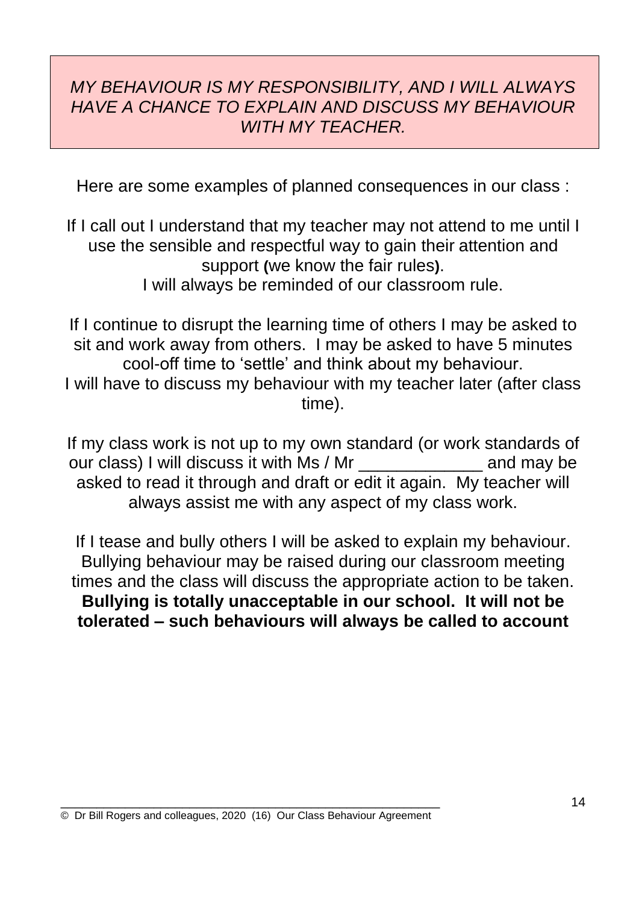*MY BEHAVIOUR IS MY RESPONSIBILITY, AND I WILL ALWAYS HAVE A CHANCE TO EXPLAIN AND DISCUSS MY BEHAVIOUR WITH MY TEACHER.*

Here are some examples of planned consequences in our class :

If I call out I understand that my teacher may not attend to me until I use the sensible and respectful way to gain their attention and support (we know the fair rules).
I will always be reminded of our classroom rule.

If I continue to disrupt the learning time of others I may be asked to sit and work away from others. I may be asked to have 5 minutes cool-off time to 'settle' and think about my behaviour.
I will have to discuss my behaviour with my teacher later (after class time).

If my class work is not up to my own standard (or work standards of our class) I will discuss it with Ms / Mr _____________ and may be asked to read it through and draft or edit it again. My teacher will always assist me with any aspect of my class work.

If I tease and bully others I will be asked to explain my behaviour. Bullying behaviour may be raised during our classroom meeting times and the class will discuss the appropriate action to be taken.
**Bullying is totally unacceptable in our school. It will not be tolerated – such behaviours will always be called to account**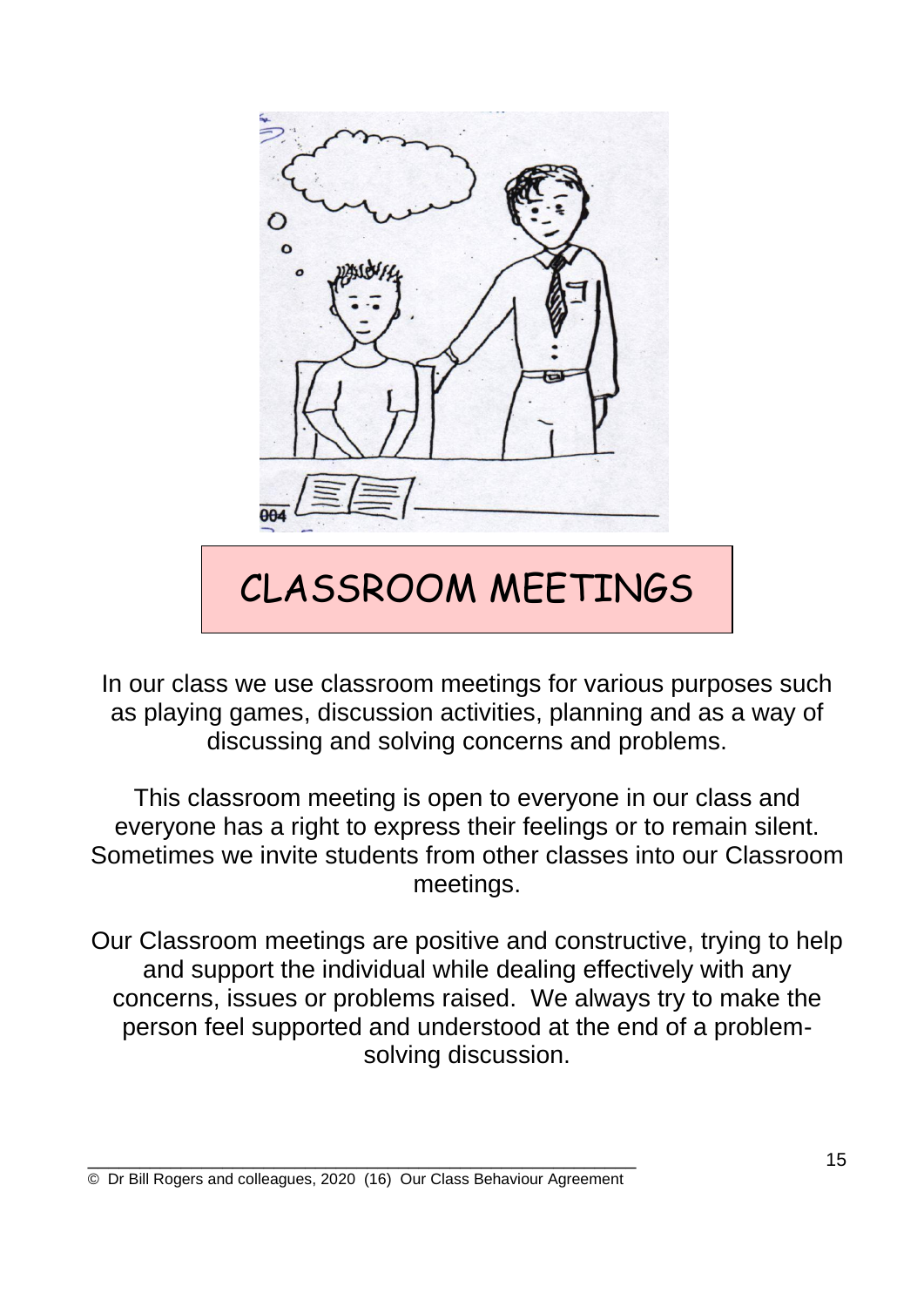# CLASSROOM MEETINGS

In our class we use classroom meetings for various purposes such as playing games, discussion activities, planning and as a way of discussing and solving concerns and problems.

This classroom meeting is open to everyone in our class and everyone has a right to express their feelings or to remain silent. Sometimes we invite students from other classes into our Classroom meetings.

Our Classroom meetings are positive and constructive, trying to help and support the individual while dealing effectively with any concerns, issues or problems raised. We always try to make the person feel supported and understood at the end of a problem-solving discussion.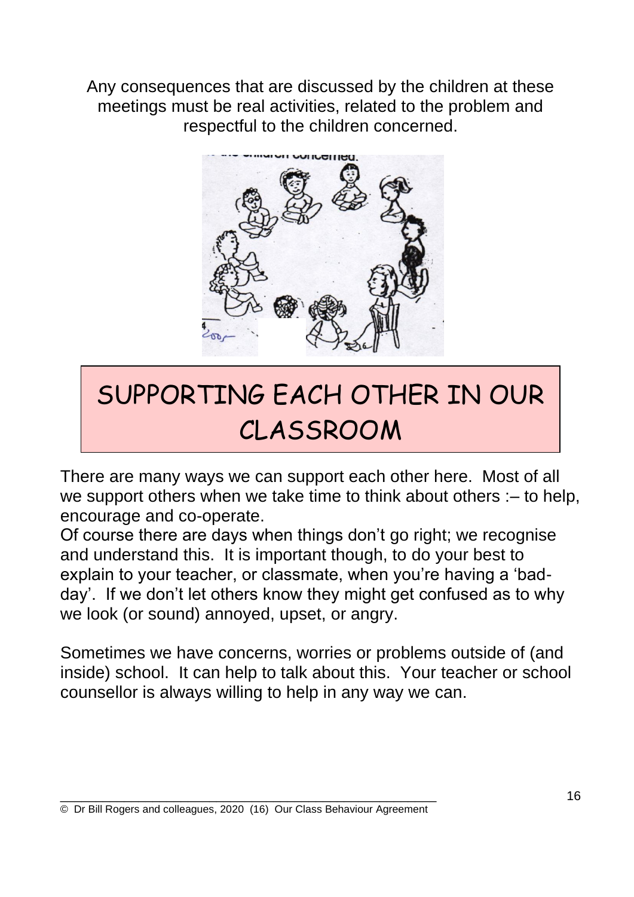Any consequences that are discussed by the children at these meetings must be real activities, related to the problem and respectful to the children concerned.

# SUPPORTING EACH OTHER IN OUR CLASSROOM

There are many ways we can support each other here. Most of all we support others when we take time to think about others :– to help, encourage and co-operate.

Of course there are days when things don't go right; we recognise and understand this. It is important though, to do your best to explain to your teacher, or classmate, when you're having a 'bad-day'. If we don't let others know they might get confused as to why we look (or sound) annoyed, upset, or angry.

Sometimes we have concerns, worries or problems outside of (and inside) school. It can help to talk about this. Your teacher or school counsellor is always willing to help in any way we can.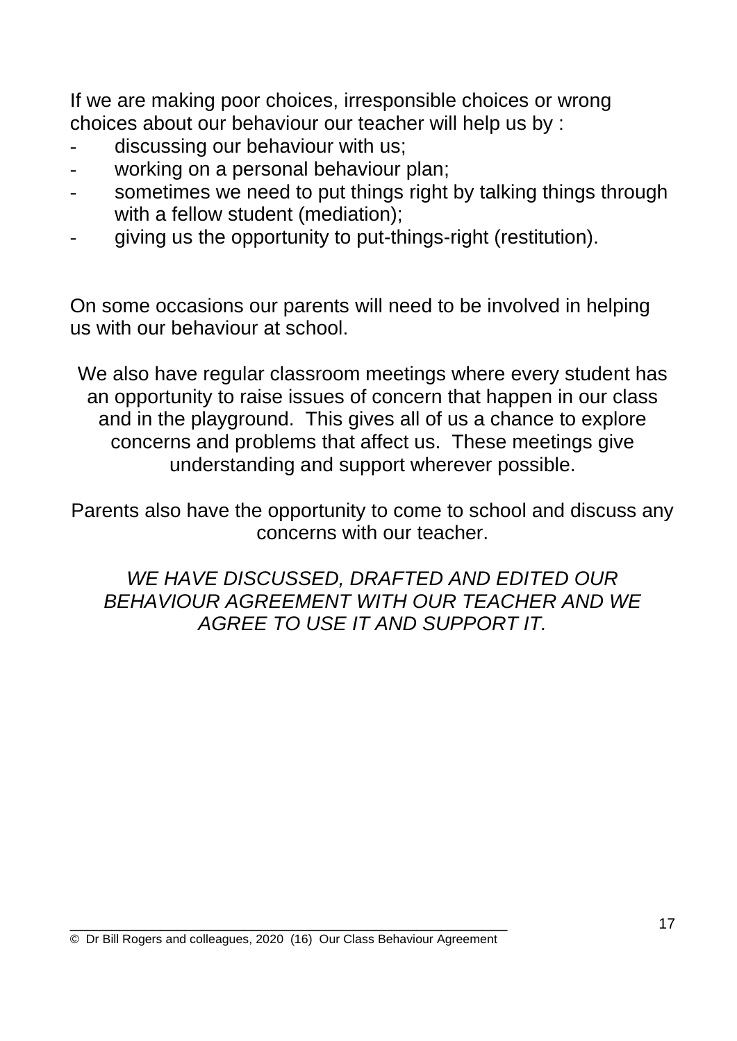If we are making poor choices, irresponsible choices or wrong choices about our behaviour our teacher will help us by :

- discussing our behaviour with us;
- working on a personal behaviour plan;
- sometimes we need to put things right by talking things through with a fellow student (mediation);
- giving us the opportunity to put-things-right (restitution).

On some occasions our parents will need to be involved in helping us with our behaviour at school.

We also have regular classroom meetings where every student has an opportunity to raise issues of concern that happen in our class and in the playground. This gives all of us a chance to explore concerns and problems that affect us. These meetings give understanding and support wherever possible.

Parents also have the opportunity to come to school and discuss any concerns with our teacher.

*WE HAVE DISCUSSED, DRAFTED AND EDITED OUR BEHAVIOUR AGREEMENT WITH OUR TEACHER AND WE AGREE TO USE IT AND SUPPORT IT.*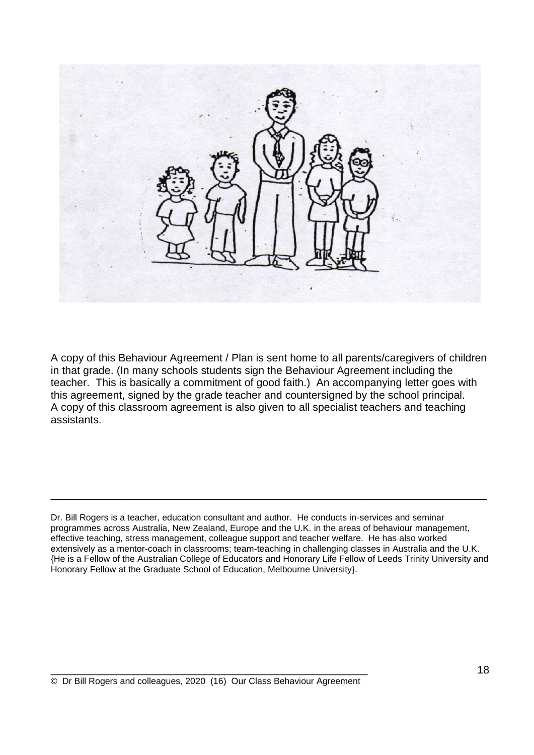A copy of this Behaviour Agreement / Plan is sent home to all parents/caregivers of children in that grade. (In many schools students sign the Behaviour Agreement including the teacher. This is basically a commitment of good faith.) An accompanying letter goes with this agreement, signed by the grade teacher and countersigned by the school principal. A copy of this classroom agreement is also given to all specialist teachers and teaching assistants.

---

Dr. Bill Rogers is a teacher, education consultant and author. He conducts in-services and seminar programmes across Australia, New Zealand, Europe and the U.K. in the areas of behaviour management, effective teaching, stress management, colleague support and teacher welfare. He has also worked extensively as a mentor-coach in classrooms; team-teaching in challenging classes in Australia and the U.K. {He is a Fellow of the Australian College of Educators and Honorary Life Fellow of Leeds Trinity University and Honorary Fellow at the Graduate School of Education, Melbourne University}.